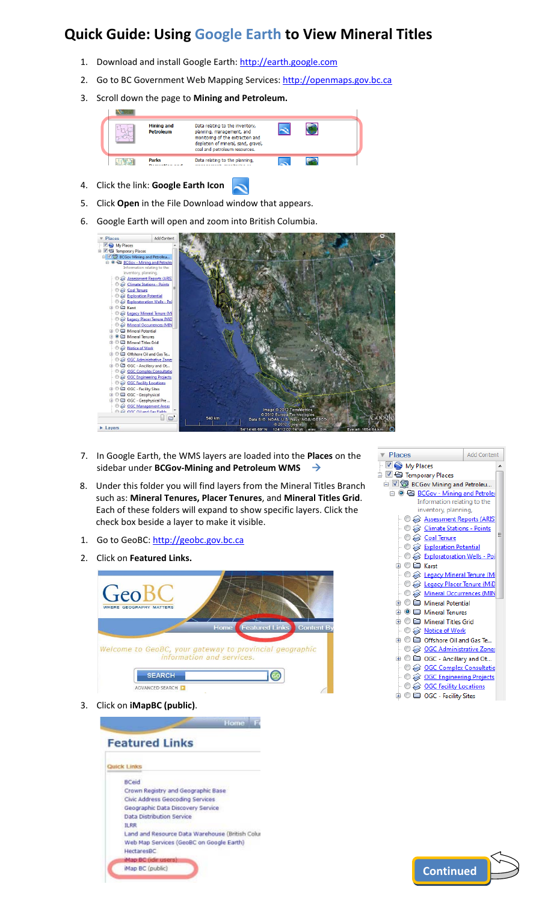# Quick Guide: Using Google Earth to View Mineral Titles

1. Download and install Google Earth: http://earth.google.com
2. Go to BC Government Web Mapping Services: http://openmaps.gov.bc.ca
3. Scroll down the page to **Mining and Petroleum.**
4. Click the link: **Google Earth Icon**
5. Click **Open** in the File Download window that appears.
6. Google Earth will open and zoom into British Columbia.
7. In Google Earth, the WMS layers are loaded into the **Places** on the sidebar under **BCGov-Mining and Petroleum WMS** →
8. Under this folder you will find layers from the Mineral Titles Branch such as: **Mineral Tenures, Placer Tenures**, and **Mineral Titles Grid**. Each of these folders will expand to show specific layers. Click the check box beside a layer to make it visible.

1. Go to GeoBC: http://geobc.gov.bc.ca
2. Click on **Featured Links.**
3. Click on **iMapBC (public)**.

Continued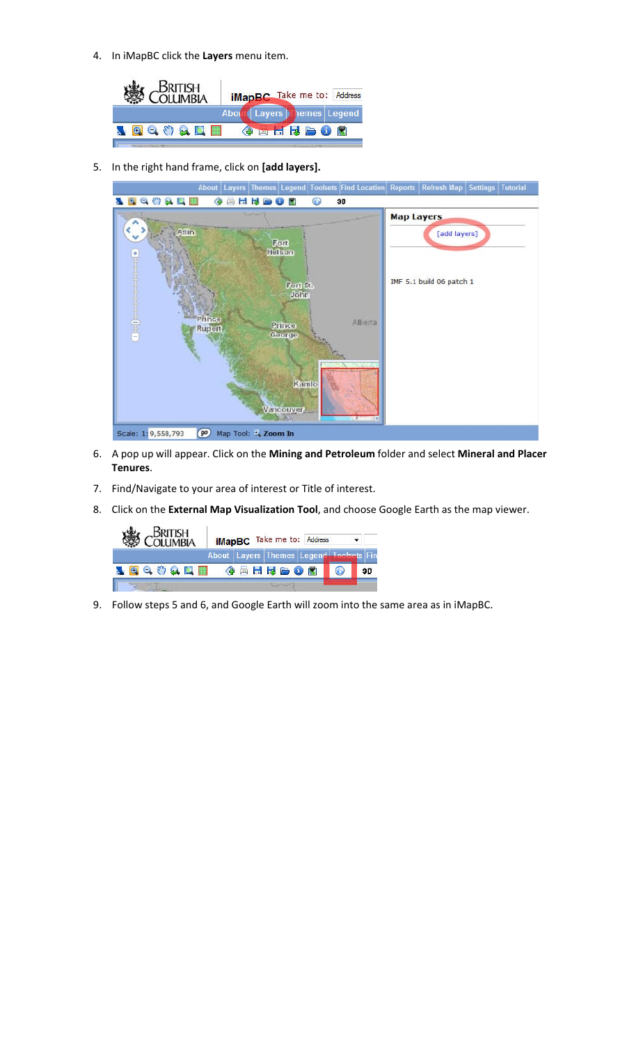4. In iMapBC click the **Layers** menu item.

5. In the right hand frame, click on **[add layers].**

6. A pop up will appear. Click on the **Mining and Petroleum** folder and select **Mineral and Placer Tenures**.

7. Find/Navigate to your area of interest or Title of interest.

8. Click on the **External Map Visualization Tool**, and choose Google Earth as the map viewer.

9. Follow steps 5 and 6, and Google Earth will zoom into the same area as in iMapBC.